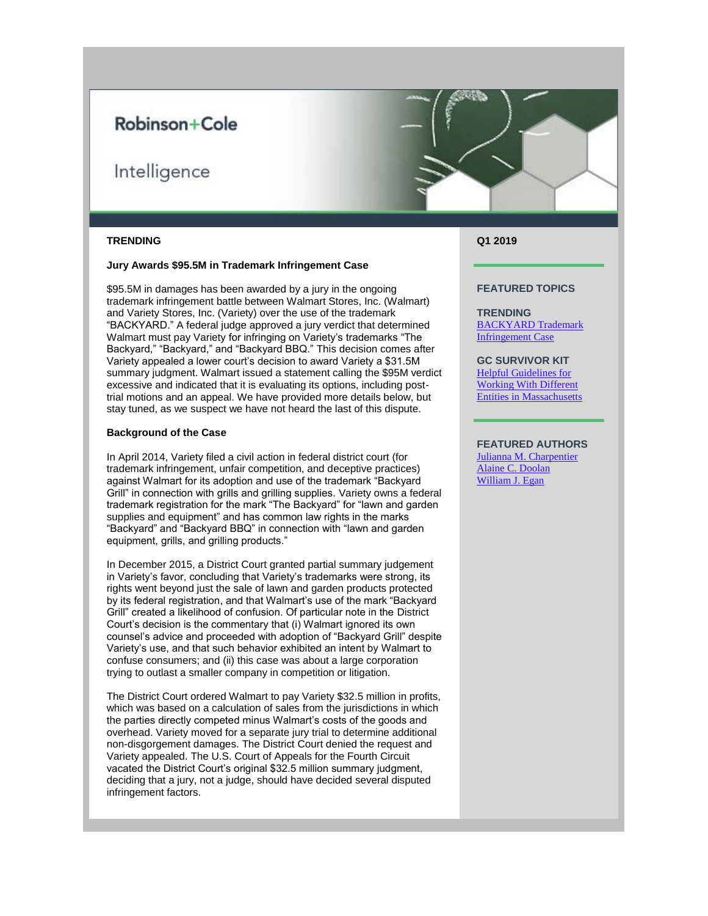Robinson+Cole

Intelligence

**TRENDING**

**Q1 2019**

### Jury Awards $95.5M in Trademark Infringement Case

$95.5M in damages has been awarded by a jury in the ongoing trademark infringement battle between Walmart Stores, Inc. (Walmart) and Variety Stores, Inc. (Variety) over the use of the trademark "BACKYARD." A federal judge approved a jury verdict that determined Walmart must pay Variety for infringing on Variety's trademarks "The Backyard," "Backyard," and "Backyard BBQ." This decision comes after Variety appealed a lower court's decision to award Variety a $31.5M summary judgment. Walmart issued a statement calling the $95M verdict excessive and indicated that it is evaluating its options, including post-trial motions and an appeal. We have provided more details below, but stay tuned, as we suspect we have not heard the last of this dispute.

### Background of the Case

In April 2014, Variety filed a civil action in federal district court (for trademark infringement, unfair competition, and deceptive practices) against Walmart for its adoption and use of the trademark "Backyard Grill" in connection with grills and grilling supplies. Variety owns a federal trademark registration for the mark "The Backyard" for "lawn and garden supplies and equipment" and has common law rights in the marks "Backyard" and "Backyard BBQ" in connection with "lawn and garden equipment, grills, and grilling products."

In December 2015, a District Court granted partial summary judgement in Variety's favor, concluding that Variety's trademarks were strong, its rights went beyond just the sale of lawn and garden products protected by its federal registration, and that Walmart's use of the mark "Backyard Grill" created a likelihood of confusion. Of particular note in the District Court's decision is the commentary that (i) Walmart ignored its own counsel's advice and proceeded with adoption of "Backyard Grill" despite Variety's use, and that such behavior exhibited an intent by Walmart to confuse consumers; and (ii) this case was about a large corporation trying to outlast a smaller company in competition or litigation.

The District Court ordered Walmart to pay Variety $32.5 million in profits, which was based on a calculation of sales from the jurisdictions in which the parties directly competed minus Walmart's costs of the goods and overhead. Variety moved for a separate jury trial to determine additional non-disgorgement damages. The District Court denied the request and Variety appealed. The U.S. Court of Appeals for the Fourth Circuit vacated the District Court's original $32.5 million summary judgment, deciding that a jury, not a judge, should have decided several disputed infringement factors.

**FEATURED TOPICS**

**TRENDING**
[BACKYARD Trademark Infringement Case]

**GC SURVIVOR KIT**
[Helpful Guidelines for Working With Different Entities in Massachusetts]

**FEATURED AUTHORS**
[Julianna M. Charpentier]
[Alaine C. Doolan]
[William J. Egan]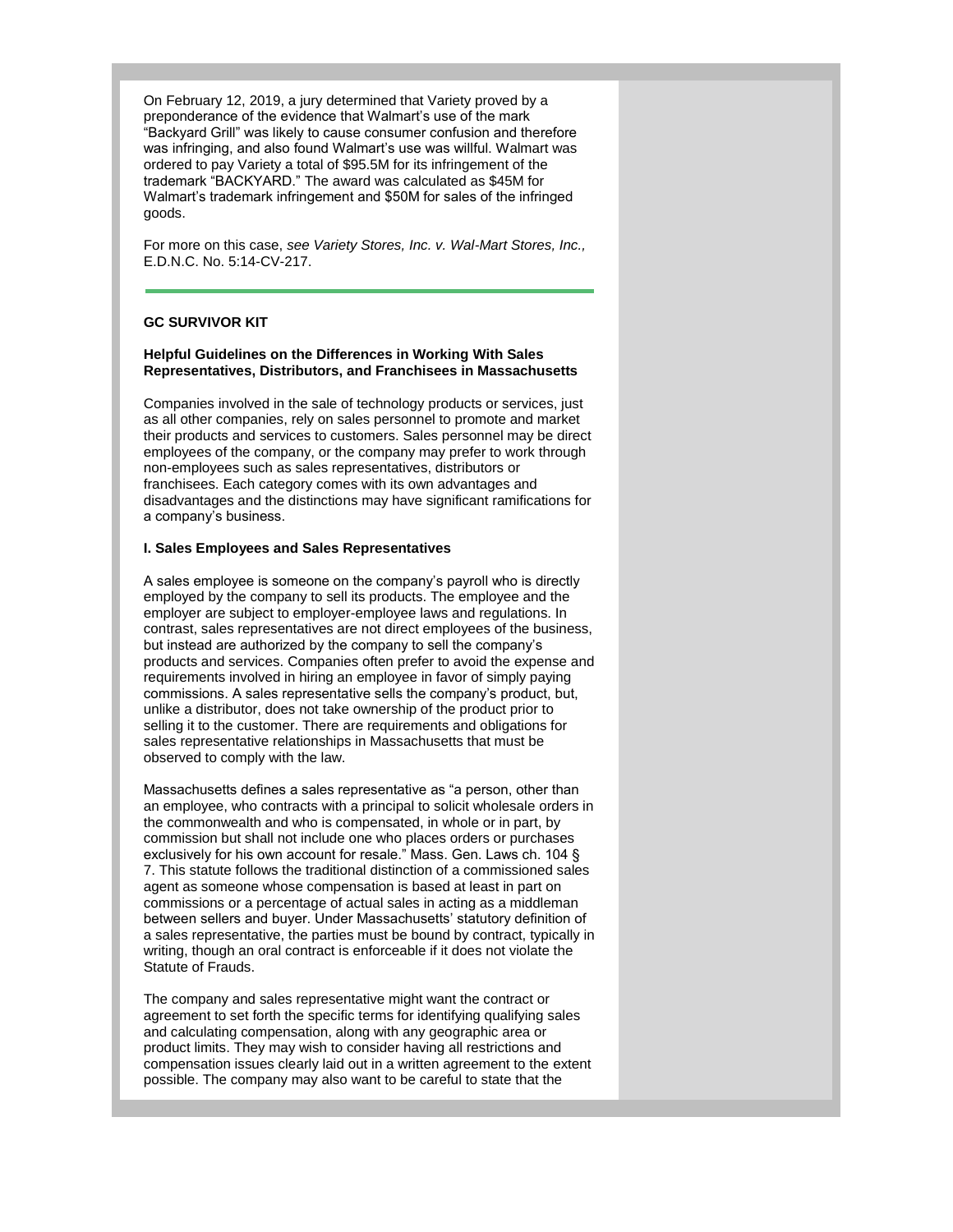On February 12, 2019, a jury determined that Variety proved by a preponderance of the evidence that Walmart's use of the mark "Backyard Grill" was likely to cause consumer confusion and therefore was infringing, and also found Walmart's use was willful. Walmart was ordered to pay Variety a total of $95.5M for its infringement of the trademark "BACKYARD." The award was calculated as $45M for Walmart's trademark infringement and $50M for sales of the infringed goods.

For more on this case, *see Variety Stores, Inc. v. Wal-Mart Stores, Inc.,* E.D.N.C. No. 5:14-CV-217.

---

## GC SURVIVOR KIT

### Helpful Guidelines on the Differences in Working With Sales Representatives, Distributors, and Franchisees in Massachusetts

Companies involved in the sale of technology products or services, just as all other companies, rely on sales personnel to promote and market their products and services to customers. Sales personnel may be direct employees of the company, or the company may prefer to work through non-employees such as sales representatives, distributors or franchisees. Each category comes with its own advantages and disadvantages and the distinctions may have significant ramifications for a company's business.

#### I. Sales Employees and Sales Representatives

A sales employee is someone on the company's payroll who is directly employed by the company to sell its products. The employee and the employer are subject to employer-employee laws and regulations. In contrast, sales representatives are not direct employees of the business, but instead are authorized by the company to sell the company's products and services. Companies often prefer to avoid the expense and requirements involved in hiring an employee in favor of simply paying commissions. A sales representative sells the company's product, but, unlike a distributor, does not take ownership of the product prior to selling it to the customer. There are requirements and obligations for sales representative relationships in Massachusetts that must be observed to comply with the law.

Massachusetts defines a sales representative as "a person, other than an employee, who contracts with a principal to solicit wholesale orders in the commonwealth and who is compensated, in whole or in part, by commission but shall not include one who places orders or purchases exclusively for his own account for resale." Mass. Gen. Laws ch. 104 § 7. This statute follows the traditional distinction of a commissioned sales agent as someone whose compensation is based at least in part on commissions or a percentage of actual sales in acting as a middleman between sellers and buyer. Under Massachusetts' statutory definition of a sales representative, the parties must be bound by contract, typically in writing, though an oral contract is enforceable if it does not violate the Statute of Frauds.

The company and sales representative might want the contract or agreement to set forth the specific terms for identifying qualifying sales and calculating compensation, along with any geographic area or product limits. They may wish to consider having all restrictions and compensation issues clearly laid out in a written agreement to the extent possible. The company may also want to be careful to state that the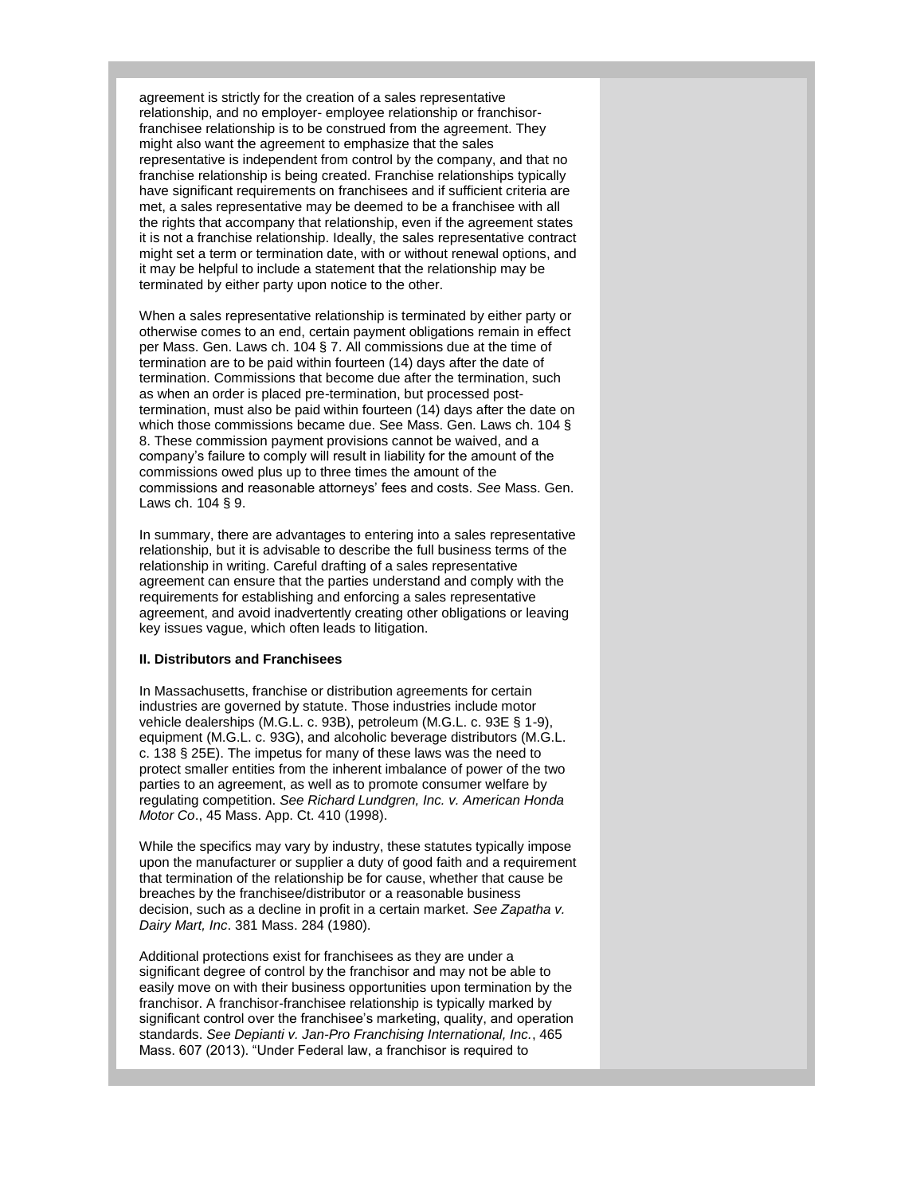agreement is strictly for the creation of a sales representative relationship, and no employer- employee relationship or franchisor-franchisee relationship is to be construed from the agreement. They might also want the agreement to emphasize that the sales representative is independent from control by the company, and that no franchise relationship is being created. Franchise relationships typically have significant requirements on franchisees and if sufficient criteria are met, a sales representative may be deemed to be a franchisee with all the rights that accompany that relationship, even if the agreement states it is not a franchise relationship. Ideally, the sales representative contract might set a term or termination date, with or without renewal options, and it may be helpful to include a statement that the relationship may be terminated by either party upon notice to the other.

When a sales representative relationship is terminated by either party or otherwise comes to an end, certain payment obligations remain in effect per Mass. Gen. Laws ch. 104 § 7. All commissions due at the time of termination are to be paid within fourteen (14) days after the date of termination. Commissions that become due after the termination, such as when an order is placed pre-termination, but processed post-termination, must also be paid within fourteen (14) days after the date on which those commissions became due. See Mass. Gen. Laws ch. 104 § 8. These commission payment provisions cannot be waived, and a company's failure to comply will result in liability for the amount of the commissions owed plus up to three times the amount of the commissions and reasonable attorneys' fees and costs. *See* Mass. Gen. Laws ch. 104 § 9.

In summary, there are advantages to entering into a sales representative relationship, but it is advisable to describe the full business terms of the relationship in writing. Careful drafting of a sales representative agreement can ensure that the parties understand and comply with the requirements for establishing and enforcing a sales representative agreement, and avoid inadvertently creating other obligations or leaving key issues vague, which often leads to litigation.

**II. Distributors and Franchisees**

In Massachusetts, franchise or distribution agreements for certain industries are governed by statute. Those industries include motor vehicle dealerships (M.G.L. c. 93B), petroleum (M.G.L. c. 93E § 1-9), equipment (M.G.L. c. 93G), and alcoholic beverage distributors (M.G.L. c. 138 § 25E). The impetus for many of these laws was the need to protect smaller entities from the inherent imbalance of power of the two parties to an agreement, as well as to promote consumer welfare by regulating competition. *See Richard Lundgren, Inc. v. American Honda Motor Co*., 45 Mass. App. Ct. 410 (1998).

While the specifics may vary by industry, these statutes typically impose upon the manufacturer or supplier a duty of good faith and a requirement that termination of the relationship be for cause, whether that cause be breaches by the franchisee/distributor or a reasonable business decision, such as a decline in profit in a certain market. *See Zapatha v. Dairy Mart, Inc*. 381 Mass. 284 (1980).

Additional protections exist for franchisees as they are under a significant degree of control by the franchisor and may not be able to easily move on with their business opportunities upon termination by the franchisor. A franchisor-franchisee relationship is typically marked by significant control over the franchisee's marketing, quality, and operation standards. *See Depianti v. Jan-Pro Franchising International, Inc.*, 465 Mass. 607 (2013). "Under Federal law, a franchisor is required to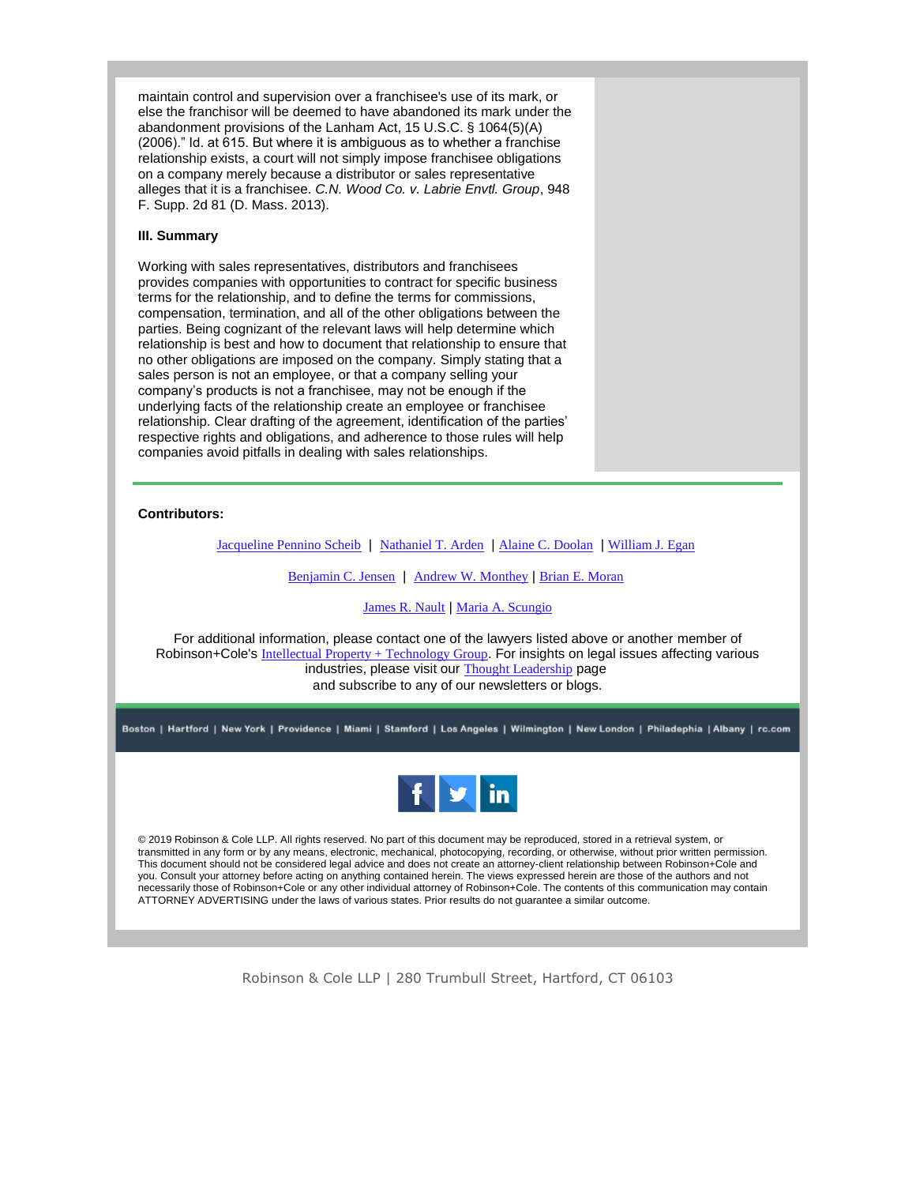maintain control and supervision over a franchisee's use of its mark, or else the franchisor will be deemed to have abandoned its mark under the abandonment provisions of the Lanham Act, 15 U.S.C. § 1064(5)(A) (2006)." Id. at 615. But where it is ambiguous as to whether a franchise relationship exists, a court will not simply impose franchisee obligations on a company merely because a distributor or sales representative alleges that it is a franchisee. *C.N. Wood Co. v. Labrie Envtl. Group*, 948 F. Supp. 2d 81 (D. Mass. 2013).

**III. Summary**

Working with sales representatives, distributors and franchisees provides companies with opportunities to contract for specific business terms for the relationship, and to define the terms for commissions, compensation, termination, and all of the other obligations between the parties. Being cognizant of the relevant laws will help determine which relationship is best and how to document that relationship to ensure that no other obligations are imposed on the company. Simply stating that a sales person is not an employee, or that a company selling your company's products is not a franchisee, may not be enough if the underlying facts of the relationship create an employee or franchisee relationship. Clear drafting of the agreement, identification of the parties' respective rights and obligations, and adherence to those rules will help companies avoid pitfalls in dealing with sales relationships.

**Contributors:**

Jacqueline Pennino Scheib | Nathaniel T. Arden | Alaine C. Doolan | William J. Egan

Benjamin C. Jensen | Andrew W. Monthey | Brian E. Moran

James R. Nault | Maria A. Scungio

For additional information, please contact one of the lawyers listed above or another member of Robinson+Cole's Intellectual Property + Technology Group. For insights on legal issues affecting various industries, please visit our Thought Leadership page and subscribe to any of our newsletters or blogs.

Boston | Hartford | New York | Providence | Miami | Stamford | Los Angeles | Wilmington | New London | Philadelphia | Albany | rc.com

© 2019 Robinson & Cole LLP. All rights reserved. No part of this document may be reproduced, stored in a retrieval system, or transmitted in any form or by any means, electronic, mechanical, photocopying, recording, or otherwise, without prior written permission. This document should not be considered legal advice and does not create an attorney-client relationship between Robinson+Cole and you. Consult your attorney before acting on anything contained herein. The views expressed herein are those of the authors and not necessarily those of Robinson+Cole or any other individual attorney of Robinson+Cole. The contents of this communication may contain ATTORNEY ADVERTISING under the laws of various states. Prior results do not guarantee a similar outcome.

Robinson & Cole LLP | 280 Trumbull Street, Hartford, CT 06103